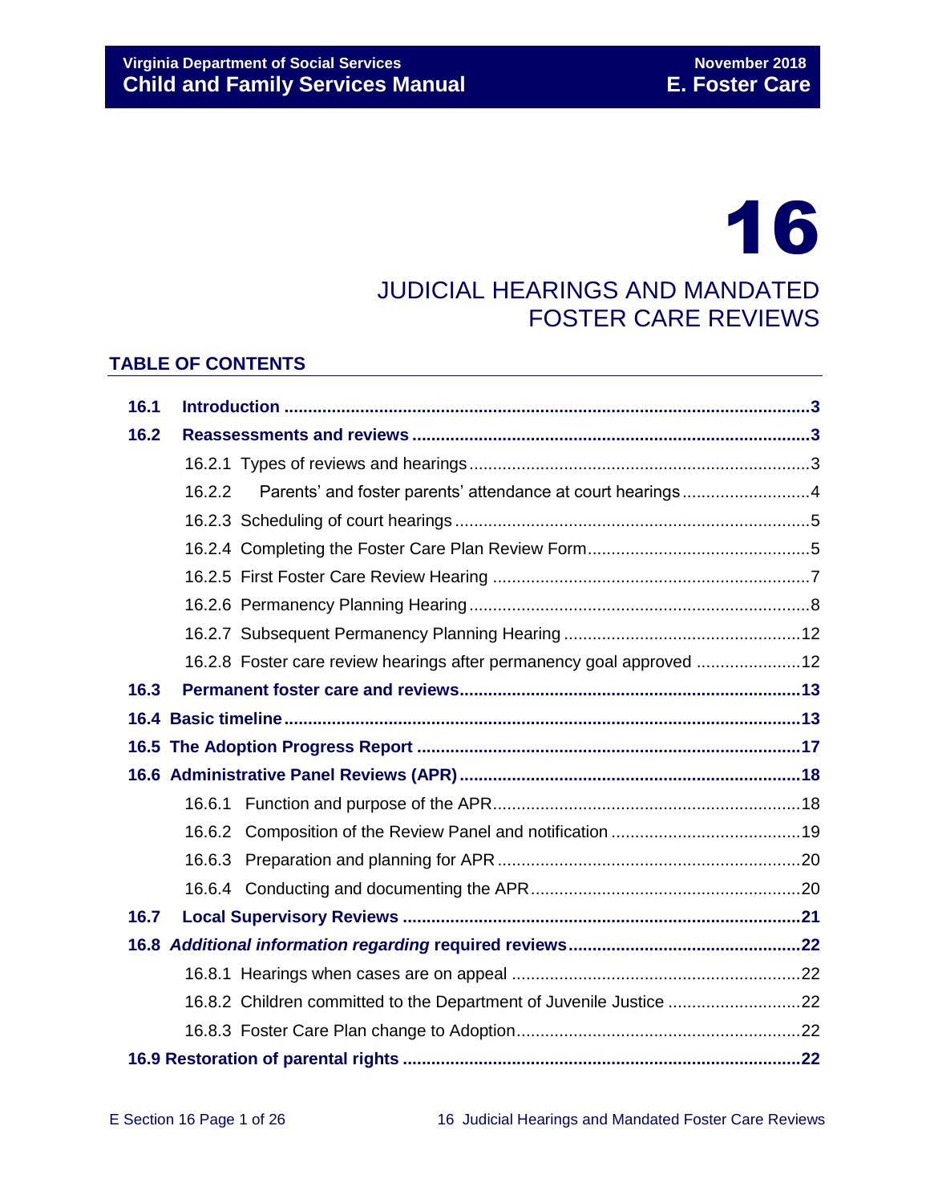# 16

# JUDICIAL HEARINGS AND MANDATED FOSTER CARE REVIEWS

## TABLE OF CONTENTS

| | | |
|---|---|---|
| **16.1** | **Introduction** | **3** |
| **16.2** | **Reassessments and reviews** | **3** |
| | 16.2.1 Types of reviews and hearings | 3 |
| | 16.2.2 Parents' and foster parents' attendance at court hearings | 4 |
| | 16.2.3 Scheduling of court hearings | 5 |
| | 16.2.4 Completing the Foster Care Plan Review Form | 5 |
| | 16.2.5 First Foster Care Review Hearing | 7 |
| | 16.2.6 Permanency Planning Hearing | 8 |
| | 16.2.7 Subsequent Permanency Planning Hearing | 12 |
| | 16.2.8 Foster care review hearings after permanency goal approved | 12 |
| **16.3** | **Permanent foster care and reviews** | **13** |
| **16.4** | **Basic timeline** | **13** |
| **16.5** | **The Adoption Progress Report** | **17** |
| **16.6** | **Administrative Panel Reviews (APR)** | **18** |
| | 16.6.1 Function and purpose of the APR | 18 |
| | 16.6.2 Composition of the Review Panel and notification | 19 |
| | 16.6.3 Preparation and planning for APR | 20 |
| | 16.6.4 Conducting and documenting the APR | 20 |
| **16.7** | **Local Supervisory Reviews** | **21** |
| **16.8** | ***Additional information regarding* required reviews** | **22** |
| | 16.8.1 Hearings when cases are on appeal | 22 |
| | 16.8.2 Children committed to the Department of Juvenile Justice | 22 |
| | 16.8.3 Foster Care Plan change to Adoption | 22 |
| **16.9** | **Restoration of parental rights** | **22** |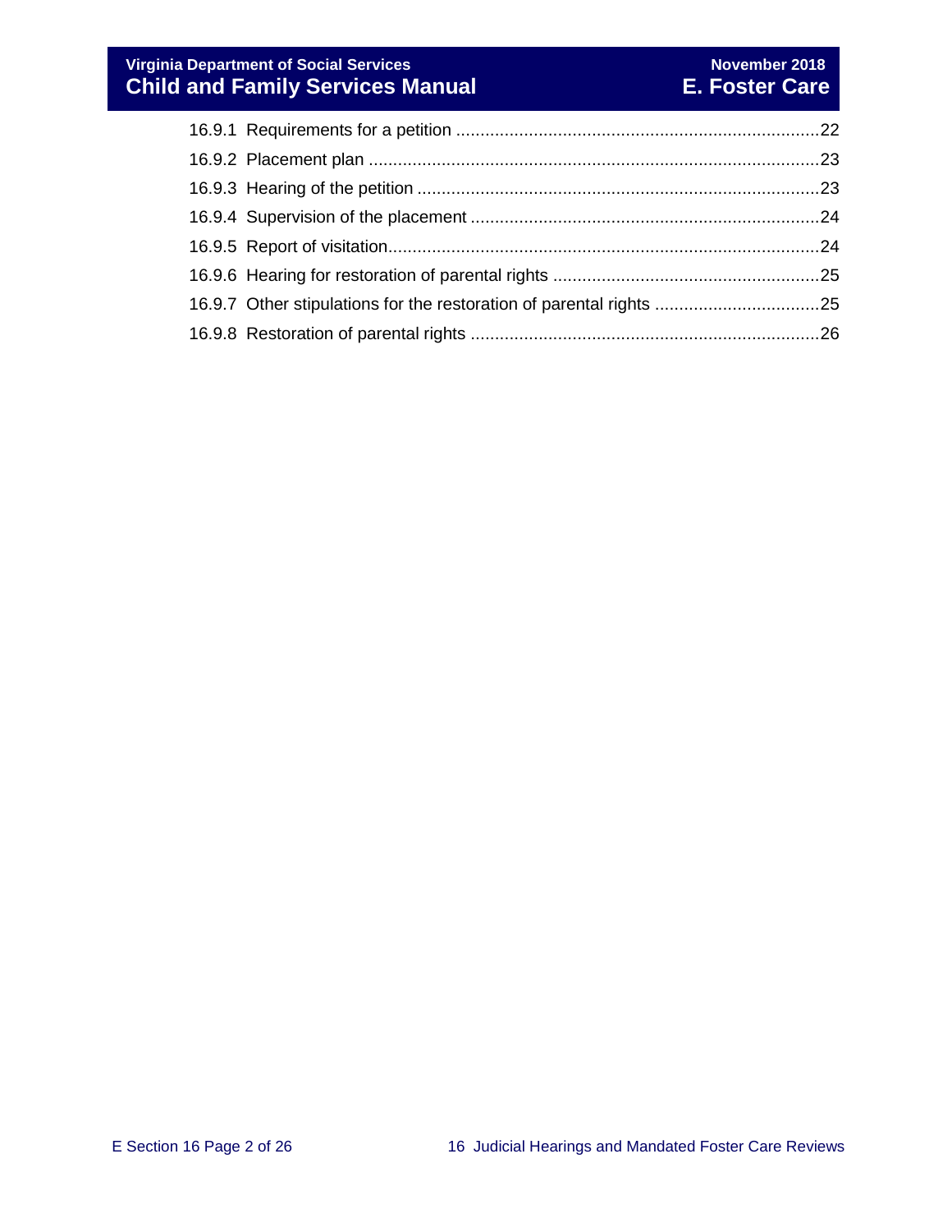16.9.1 Requirements for a petition ....................................................................................22

16.9.2 Placement plan ......................................................................................................23

16.9.3 Hearing of the petition ...........................................................................................23

16.9.4 Supervision of the placement ................................................................................24

16.9.5 Report of visitation..................................................................................................24

16.9.6 Hearing for restoration of parental rights ...............................................................25

16.9.7 Other stipulations for the restoration of parental rights ..........................................25

16.9.8 Restoration of parental rights ................................................................................26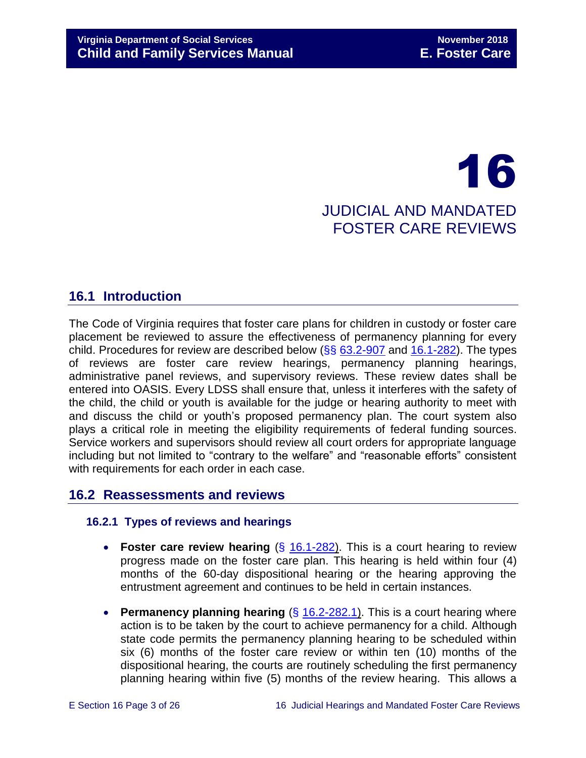# 16

# JUDICIAL AND MANDATED FOSTER CARE REVIEWS

## 16.1 Introduction

The Code of Virginia requires that foster care plans for children in custody or foster care placement be reviewed to assure the effectiveness of permanency planning for every child. Procedures for review are described below (§§ 63.2-907 and 16.1-282). The types of reviews are foster care review hearings, permanency planning hearings, administrative panel reviews, and supervisory reviews. These review dates shall be entered into OASIS. Every LDSS shall ensure that, unless it interferes with the safety of the child, the child or youth is available for the judge or hearing authority to meet with and discuss the child or youth's proposed permanency plan. The court system also plays a critical role in meeting the eligibility requirements of federal funding sources. Service workers and supervisors should review all court orders for appropriate language including but not limited to "contrary to the welfare" and "reasonable efforts" consistent with requirements for each order in each case.

## 16.2 Reassessments and reviews

### 16.2.1 Types of reviews and hearings

- **Foster care review hearing** (§ 16.1-282). This is a court hearing to review progress made on the foster care plan. This hearing is held within four (4) months of the 60-day dispositional hearing or the hearing approving the entrustment agreement and continues to be held in certain instances.
- **Permanency planning hearing** (§ 16.2-282.1). This is a court hearing where action is to be taken by the court to achieve permanency for a child. Although state code permits the permanency planning hearing to be scheduled within six (6) months of the foster care review or within ten (10) months of the dispositional hearing, the courts are routinely scheduling the first permanency planning hearing within five (5) months of the review hearing. This allows a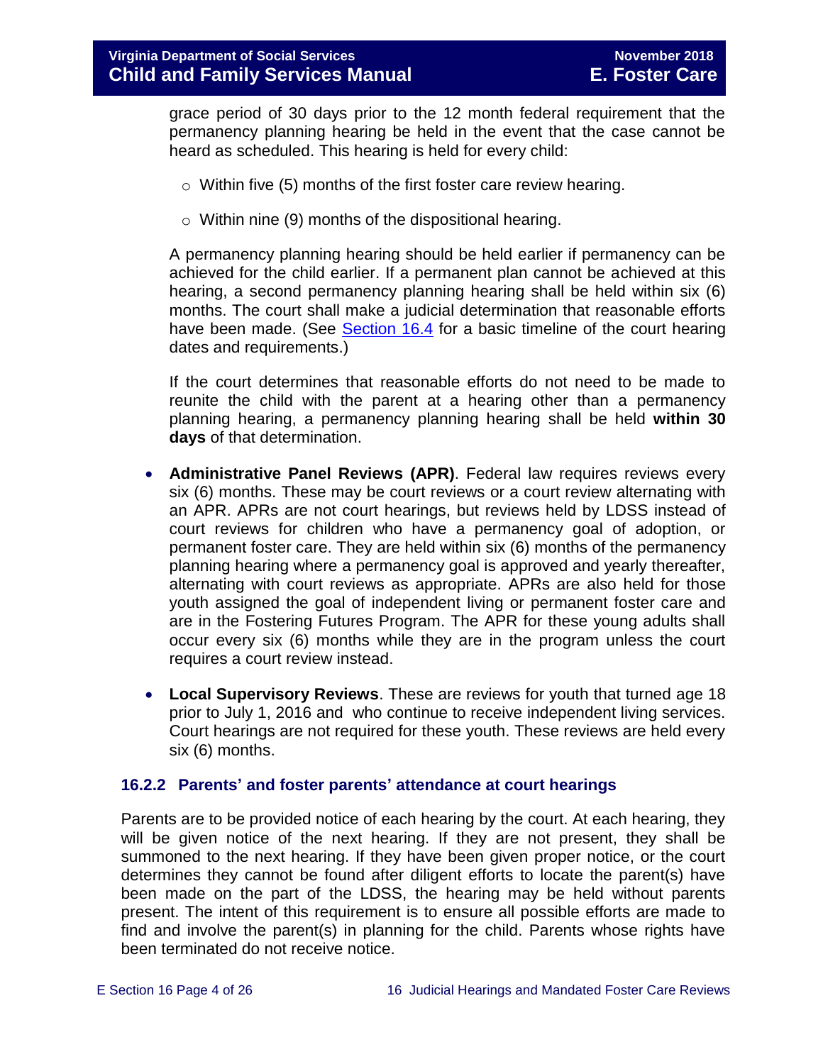grace period of 30 days prior to the 12 month federal requirement that the permanency planning hearing be held in the event that the case cannot be heard as scheduled. This hearing is held for every child:

- Within five (5) months of the first foster care review hearing.
- Within nine (9) months of the dispositional hearing.

A permanency planning hearing should be held earlier if permanency can be achieved for the child earlier. If a permanent plan cannot be achieved at this hearing, a second permanency planning hearing shall be held within six (6) months. The court shall make a judicial determination that reasonable efforts have been made. (See Section 16.4 for a basic timeline of the court hearing dates and requirements.)

If the court determines that reasonable efforts do not need to be made to reunite the child with the parent at a hearing other than a permanency planning hearing, a permanency planning hearing shall be held **within 30 days** of that determination.

- **Administrative Panel Reviews (APR)**. Federal law requires reviews every six (6) months. These may be court reviews or a court review alternating with an APR. APRs are not court hearings, but reviews held by LDSS instead of court reviews for children who have a permanency goal of adoption, or permanent foster care. They are held within six (6) months of the permanency planning hearing where a permanency goal is approved and yearly thereafter, alternating with court reviews as appropriate. APRs are also held for those youth assigned the goal of independent living or permanent foster care and are in the Fostering Futures Program. The APR for these young adults shall occur every six (6) months while they are in the program unless the court requires a court review instead.
- **Local Supervisory Reviews**. These are reviews for youth that turned age 18 prior to July 1, 2016 and who continue to receive independent living services. Court hearings are not required for these youth. These reviews are held every six (6) months.

### 16.2.2 Parents' and foster parents' attendance at court hearings

Parents are to be provided notice of each hearing by the court. At each hearing, they will be given notice of the next hearing. If they are not present, they shall be summoned to the next hearing. If they have been given proper notice, or the court determines they cannot be found after diligent efforts to locate the parent(s) have been made on the part of the LDSS, the hearing may be held without parents present. The intent of this requirement is to ensure all possible efforts are made to find and involve the parent(s) in planning for the child. Parents whose rights have been terminated do not receive notice.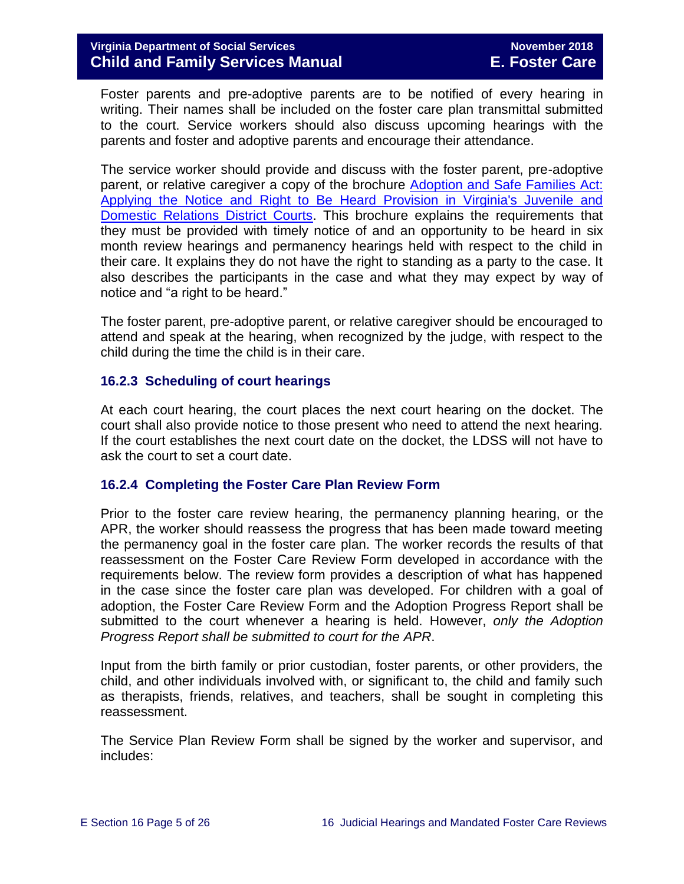Foster parents and pre-adoptive parents are to be notified of every hearing in writing. Their names shall be included on the foster care plan transmittal submitted to the court. Service workers should also discuss upcoming hearings with the parents and foster and adoptive parents and encourage their attendance.

The service worker should provide and discuss with the foster parent, pre-adoptive parent, or relative caregiver a copy of the brochure Adoption and Safe Families Act: Applying the Notice and Right to Be Heard Provision in Virginia's Juvenile and Domestic Relations District Courts. This brochure explains the requirements that they must be provided with timely notice of and an opportunity to be heard in six month review hearings and permanency hearings held with respect to the child in their care. It explains they do not have the right to standing as a party to the case. It also describes the participants in the case and what they may expect by way of notice and "a right to be heard."

The foster parent, pre-adoptive parent, or relative caregiver should be encouraged to attend and speak at the hearing, when recognized by the judge, with respect to the child during the time the child is in their care.

### 16.2.3 Scheduling of court hearings

At each court hearing, the court places the next court hearing on the docket. The court shall also provide notice to those present who need to attend the next hearing. If the court establishes the next court date on the docket, the LDSS will not have to ask the court to set a court date.

### 16.2.4 Completing the Foster Care Plan Review Form

Prior to the foster care review hearing, the permanency planning hearing, or the APR, the worker should reassess the progress that has been made toward meeting the permanency goal in the foster care plan. The worker records the results of that reassessment on the Foster Care Review Form developed in accordance with the requirements below. The review form provides a description of what has happened in the case since the foster care plan was developed. For children with a goal of adoption, the Foster Care Review Form and the Adoption Progress Report shall be submitted to the court whenever a hearing is held. However, *only the Adoption Progress Report shall be submitted to court for the APR*.

Input from the birth family or prior custodian, foster parents, or other providers, the child, and other individuals involved with, or significant to, the child and family such as therapists, friends, relatives, and teachers, shall be sought in completing this reassessment.

The Service Plan Review Form shall be signed by the worker and supervisor, and includes: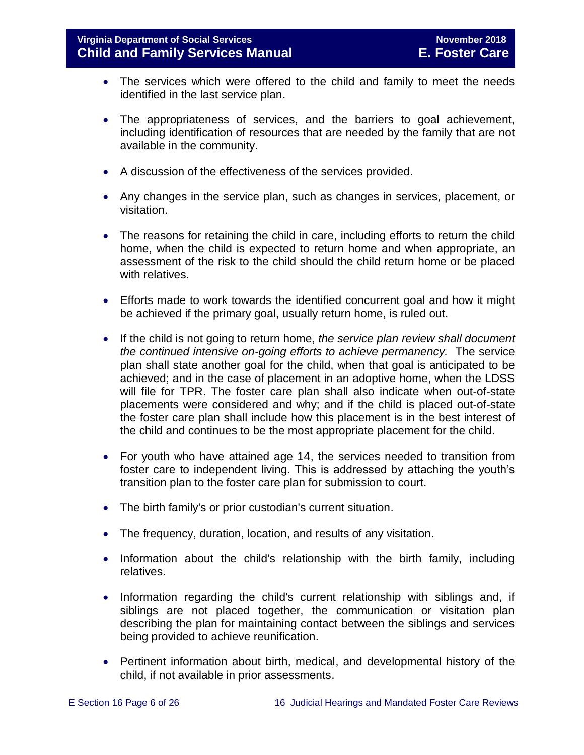- The services which were offered to the child and family to meet the needs identified in the last service plan.

- The appropriateness of services, and the barriers to goal achievement, including identification of resources that are needed by the family that are not available in the community.

- A discussion of the effectiveness of the services provided.

- Any changes in the service plan, such as changes in services, placement, or visitation.

- The reasons for retaining the child in care, including efforts to return the child home, when the child is expected to return home and when appropriate, an assessment of the risk to the child should the child return home or be placed with relatives.

- Efforts made to work towards the identified concurrent goal and how it might be achieved if the primary goal, usually return home, is ruled out.

- If the child is not going to return home, *the service plan review shall document the continued intensive on-going efforts to achieve permanency.* The service plan shall state another goal for the child, when that goal is anticipated to be achieved; and in the case of placement in an adoptive home, when the LDSS will file for TPR. The foster care plan shall also indicate when out-of-state placements were considered and why; and if the child is placed out-of-state the foster care plan shall include how this placement is in the best interest of the child and continues to be the most appropriate placement for the child.

- For youth who have attained age 14, the services needed to transition from foster care to independent living. This is addressed by attaching the youth's transition plan to the foster care plan for submission to court.

- The birth family's or prior custodian's current situation.

- The frequency, duration, location, and results of any visitation.

- Information about the child's relationship with the birth family, including relatives.

- Information regarding the child's current relationship with siblings and, if siblings are not placed together, the communication or visitation plan describing the plan for maintaining contact between the siblings and services being provided to achieve reunification.

- Pertinent information about birth, medical, and developmental history of the child, if not available in prior assessments.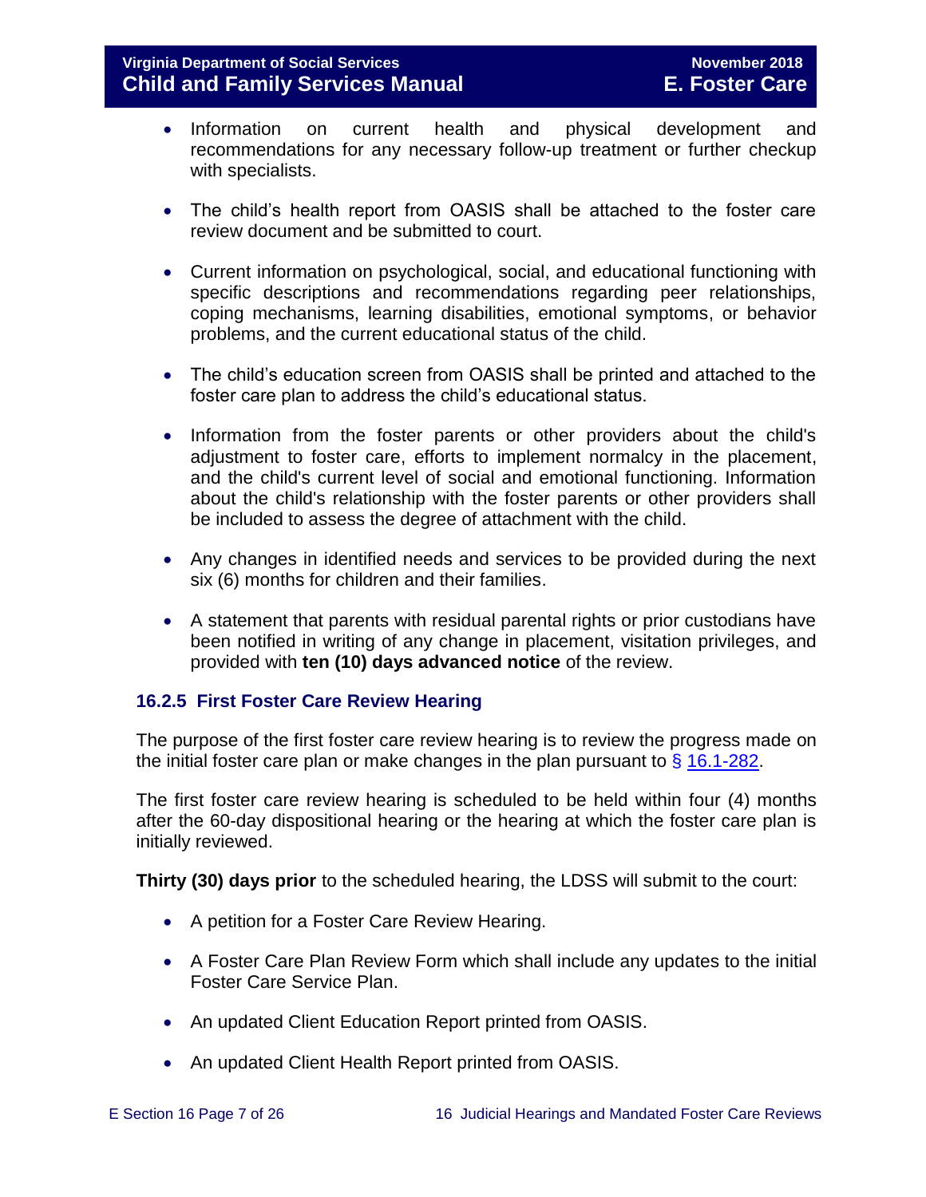- Information on current health and physical development and recommendations for any necessary follow-up treatment or further checkup with specialists.

- The child's health report from OASIS shall be attached to the foster care review document and be submitted to court.

- Current information on psychological, social, and educational functioning with specific descriptions and recommendations regarding peer relationships, coping mechanisms, learning disabilities, emotional symptoms, or behavior problems, and the current educational status of the child.

- The child's education screen from OASIS shall be printed and attached to the foster care plan to address the child's educational status.

- Information from the foster parents or other providers about the child's adjustment to foster care, efforts to implement normalcy in the placement, and the child's current level of social and emotional functioning. Information about the child's relationship with the foster parents or other providers shall be included to assess the degree of attachment with the child.

- Any changes in identified needs and services to be provided during the next six (6) months for children and their families.

- A statement that parents with residual parental rights or prior custodians have been notified in writing of any change in placement, visitation privileges, and provided with **ten (10) days advanced notice** of the review.

### 16.2.5 First Foster Care Review Hearing

The purpose of the first foster care review hearing is to review the progress made on the initial foster care plan or make changes in the plan pursuant to § 16.1-282.

The first foster care review hearing is scheduled to be held within four (4) months after the 60-day dispositional hearing or the hearing at which the foster care plan is initially reviewed.

**Thirty (30) days prior** to the scheduled hearing, the LDSS will submit to the court:

- A petition for a Foster Care Review Hearing.

- A Foster Care Plan Review Form which shall include any updates to the initial Foster Care Service Plan.

- An updated Client Education Report printed from OASIS.

- An updated Client Health Report printed from OASIS.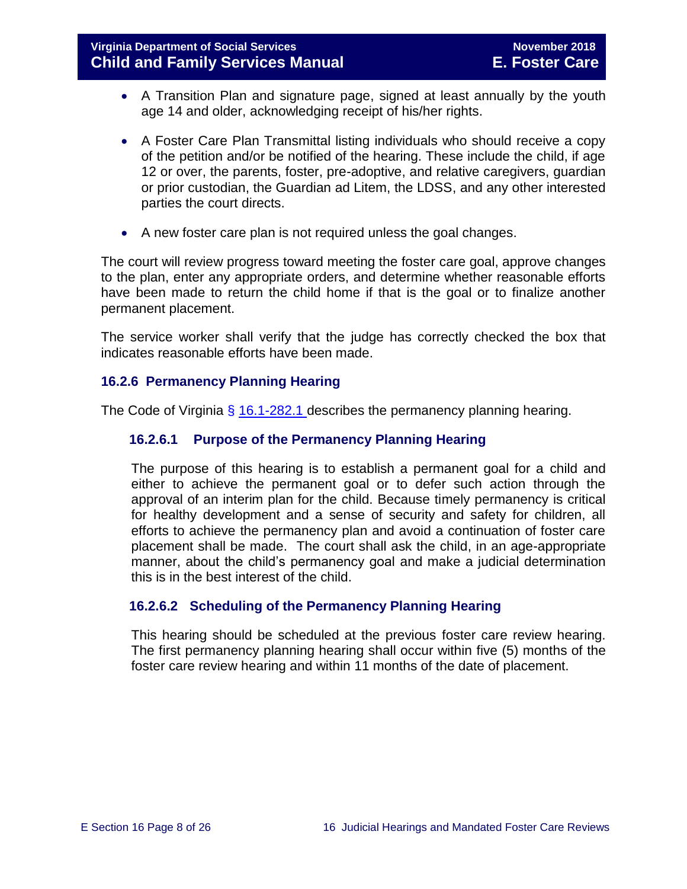- A Transition Plan and signature page, signed at least annually by the youth age 14 and older, acknowledging receipt of his/her rights.
- A Foster Care Plan Transmittal listing individuals who should receive a copy of the petition and/or be notified of the hearing. These include the child, if age 12 or over, the parents, foster, pre-adoptive, and relative caregivers, guardian or prior custodian, the Guardian ad Litem, the LDSS, and any other interested parties the court directs.
- A new foster care plan is not required unless the goal changes.

The court will review progress toward meeting the foster care goal, approve changes to the plan, enter any appropriate orders, and determine whether reasonable efforts have been made to return the child home if that is the goal or to finalize another permanent placement.

The service worker shall verify that the judge has correctly checked the box that indicates reasonable efforts have been made.

### 16.2.6 Permanency Planning Hearing

The Code of Virginia § 16.1-282.1 describes the permanency planning hearing.

#### 16.2.6.1 Purpose of the Permanency Planning Hearing

The purpose of this hearing is to establish a permanent goal for a child and either to achieve the permanent goal or to defer such action through the approval of an interim plan for the child. Because timely permanency is critical for healthy development and a sense of security and safety for children, all efforts to achieve the permanency plan and avoid a continuation of foster care placement shall be made. The court shall ask the child, in an age-appropriate manner, about the child's permanency goal and make a judicial determination this is in the best interest of the child.

#### 16.2.6.2 Scheduling of the Permanency Planning Hearing

This hearing should be scheduled at the previous foster care review hearing. The first permanency planning hearing shall occur within five (5) months of the foster care review hearing and within 11 months of the date of placement.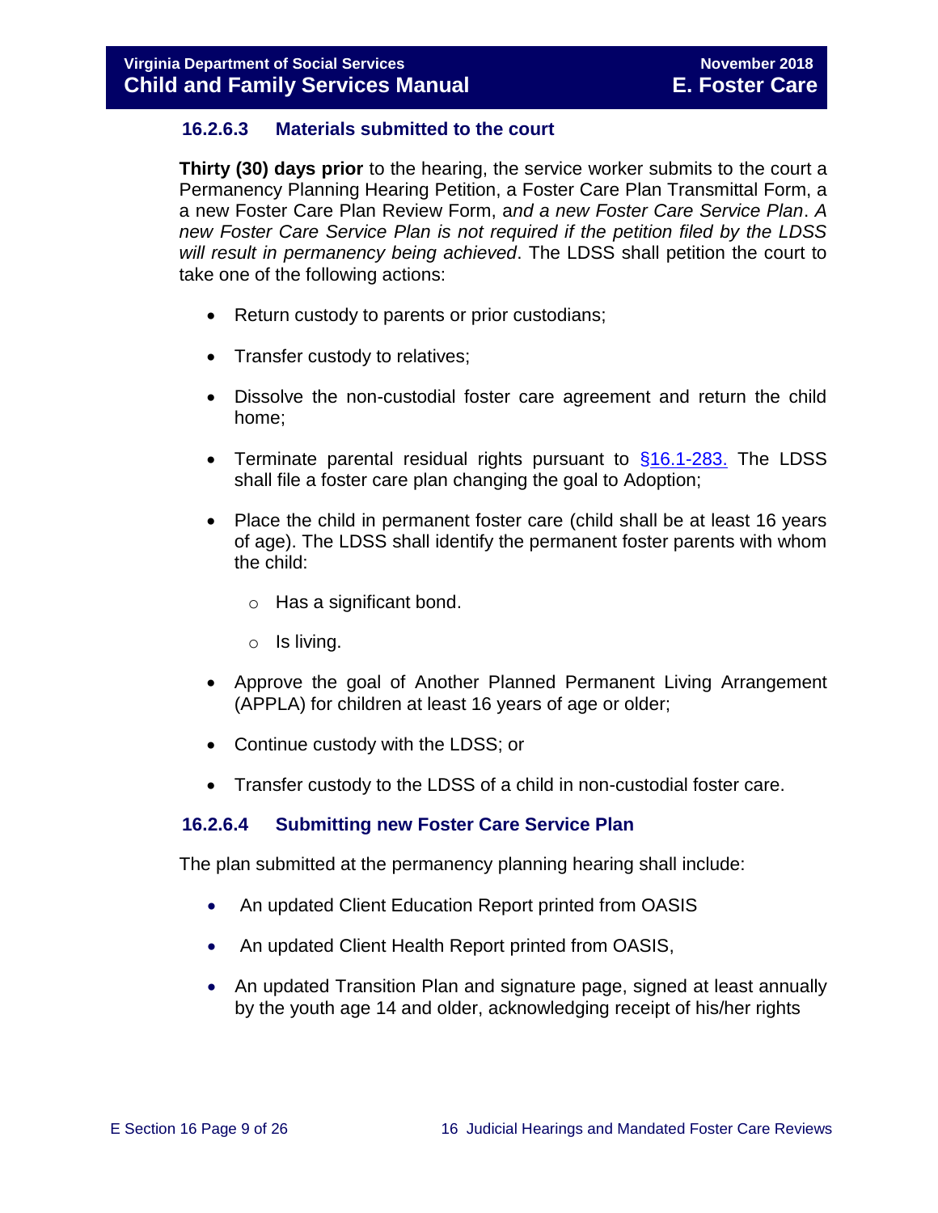### 16.2.6.3 Materials submitted to the court

**Thirty (30) days prior** to the hearing, the service worker submits to the court a Permanency Planning Hearing Petition, a Foster Care Plan Transmittal Form, a a new Foster Care Plan Review Form, a*nd a new Foster Care Service Plan*. *A new Foster Care Service Plan is not required if the petition filed by the LDSS will result in permanency being achieved*. The LDSS shall petition the court to take one of the following actions:

- Return custody to parents or prior custodians;
- Transfer custody to relatives;
- Dissolve the non-custodial foster care agreement and return the child home;
- Terminate parental residual rights pursuant to [§16.1-283.](#) The LDSS shall file a foster care plan changing the goal to Adoption;
- Place the child in permanent foster care (child shall be at least 16 years of age). The LDSS shall identify the permanent foster parents with whom the child:
  - Has a significant bond.
  - Is living.
- Approve the goal of Another Planned Permanent Living Arrangement (APPLA) for children at least 16 years of age or older;
- Continue custody with the LDSS; or
- Transfer custody to the LDSS of a child in non-custodial foster care.

### 16.2.6.4 Submitting new Foster Care Service Plan

The plan submitted at the permanency planning hearing shall include:

- An updated Client Education Report printed from OASIS
- An updated Client Health Report printed from OASIS,
- An updated Transition Plan and signature page, signed at least annually by the youth age 14 and older, acknowledging receipt of his/her rights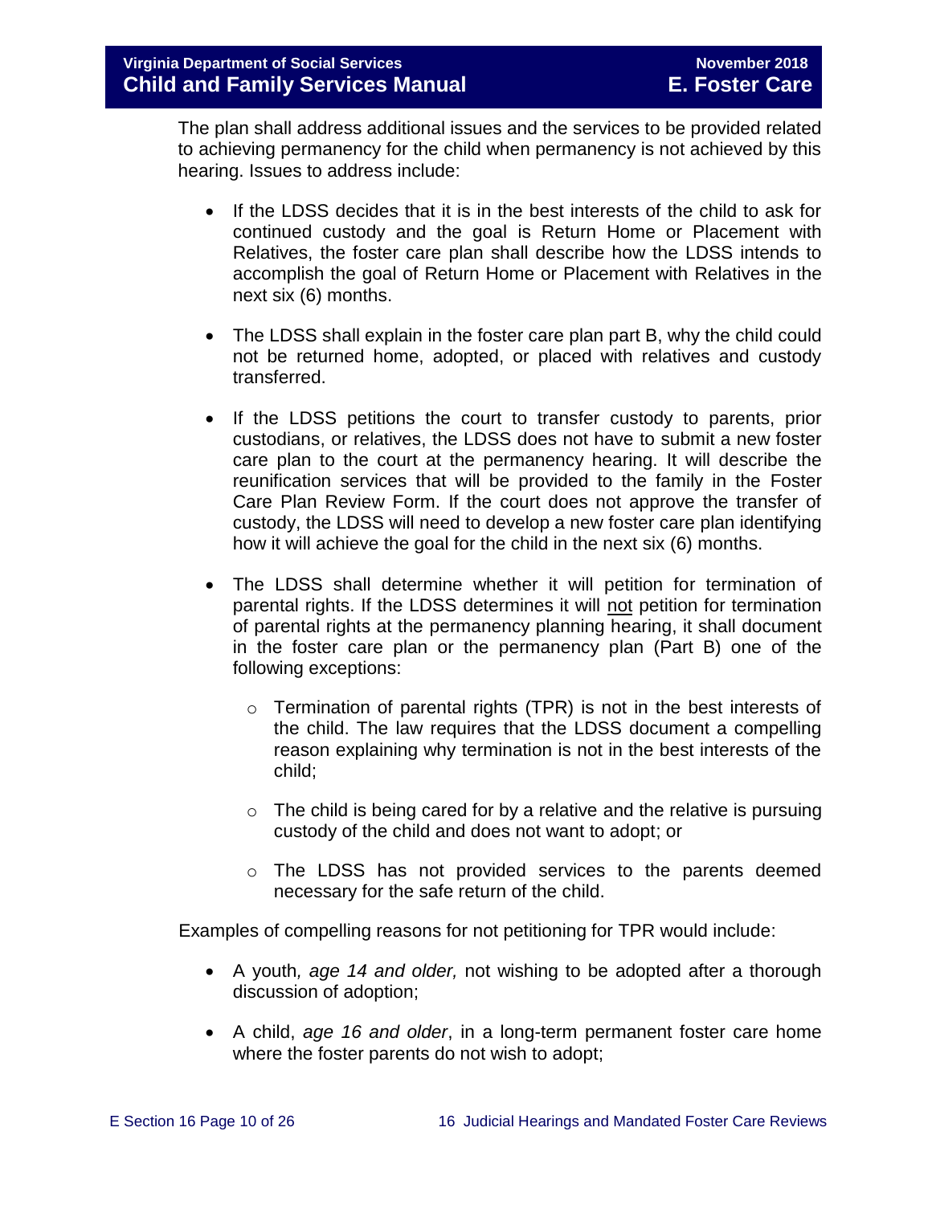The plan shall address additional issues and the services to be provided related to achieving permanency for the child when permanency is not achieved by this hearing. Issues to address include:

- If the LDSS decides that it is in the best interests of the child to ask for continued custody and the goal is Return Home or Placement with Relatives, the foster care plan shall describe how the LDSS intends to accomplish the goal of Return Home or Placement with Relatives in the next six (6) months.
- The LDSS shall explain in the foster care plan part B, why the child could not be returned home, adopted, or placed with relatives and custody transferred.
- If the LDSS petitions the court to transfer custody to parents, prior custodians, or relatives, the LDSS does not have to submit a new foster care plan to the court at the permanency hearing. It will describe the reunification services that will be provided to the family in the Foster Care Plan Review Form. If the court does not approve the transfer of custody, the LDSS will need to develop a new foster care plan identifying how it will achieve the goal for the child in the next six (6) months.
- The LDSS shall determine whether it will petition for termination of parental rights. If the LDSS determines it will <u>not</u> petition for termination of parental rights at the permanency planning hearing, it shall document in the foster care plan or the permanency plan (Part B) one of the following exceptions:
    - Termination of parental rights (TPR) is not in the best interests of the child. The law requires that the LDSS document a compelling reason explaining why termination is not in the best interests of the child;
    - The child is being cared for by a relative and the relative is pursuing custody of the child and does not want to adopt; or
    - The LDSS has not provided services to the parents deemed necessary for the safe return of the child.

Examples of compelling reasons for not petitioning for TPR would include:

- A youth*, age 14 and older,* not wishing to be adopted after a thorough discussion of adoption;
- A child, *age 16 and older*, in a long-term permanent foster care home where the foster parents do not wish to adopt;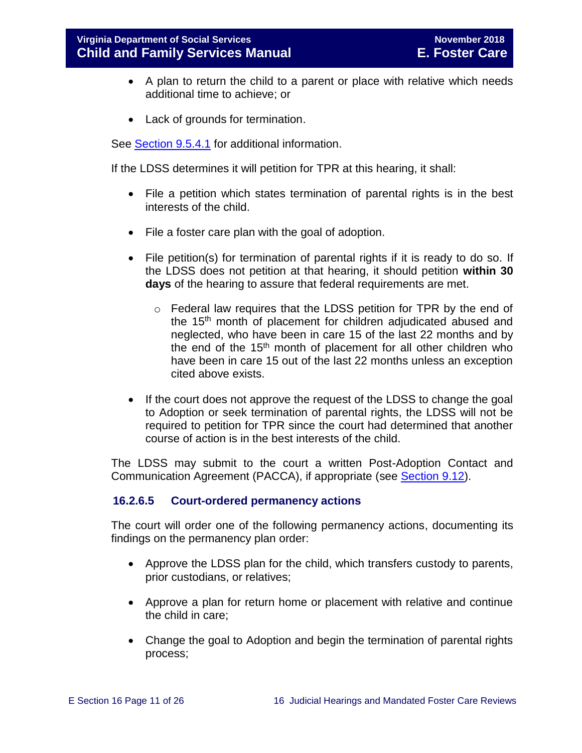- A plan to return the child to a parent or place with relative which needs additional time to achieve; or
- Lack of grounds for termination.

See [Section 9.5.4.1] for additional information.

If the LDSS determines it will petition for TPR at this hearing, it shall:

- File a petition which states termination of parental rights is in the best interests of the child.
- File a foster care plan with the goal of adoption.
- File petition(s) for termination of parental rights if it is ready to do so. If the LDSS does not petition at that hearing, it should petition **within 30 days** of the hearing to assure that federal requirements are met.
  - Federal law requires that the LDSS petition for TPR by the end of the 15th month of placement for children adjudicated abused and neglected, who have been in care 15 of the last 22 months and by the end of the 15th month of placement for all other children who have been in care 15 out of the last 22 months unless an exception cited above exists.
- If the court does not approve the request of the LDSS to change the goal to Adoption or seek termination of parental rights, the LDSS will not be required to petition for TPR since the court had determined that another course of action is in the best interests of the child.

The LDSS may submit to the court a written Post-Adoption Contact and Communication Agreement (PACCA), if appropriate (see [Section 9.12]).

### 16.2.6.5 Court-ordered permanency actions

The court will order one of the following permanency actions, documenting its findings on the permanency plan order:

- Approve the LDSS plan for the child, which transfers custody to parents, prior custodians, or relatives;
- Approve a plan for return home or placement with relative and continue the child in care;
- Change the goal to Adoption and begin the termination of parental rights process;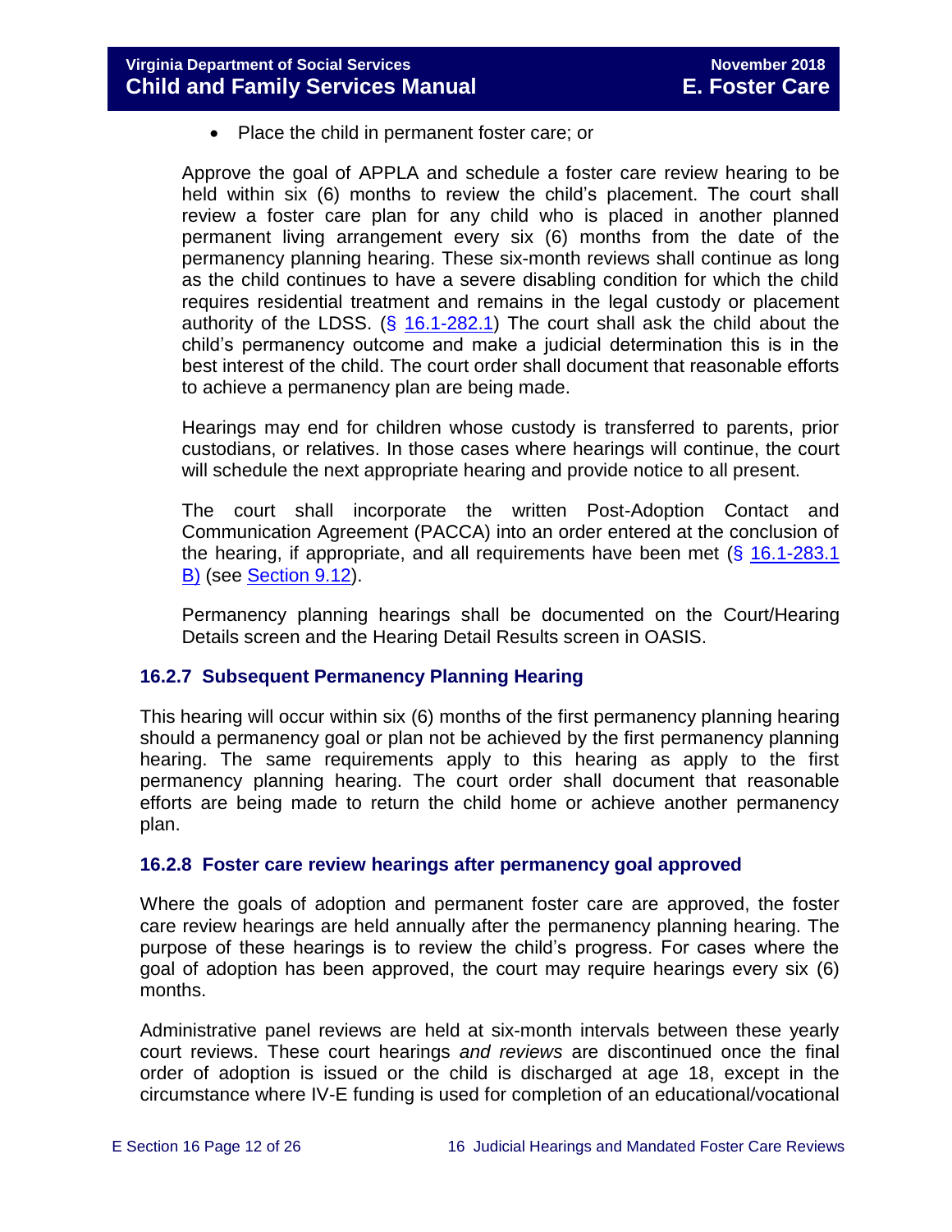- Place the child in permanent foster care; or

Approve the goal of APPLA and schedule a foster care review hearing to be held within six (6) months to review the child's placement. The court shall review a foster care plan for any child who is placed in another planned permanent living arrangement every six (6) months from the date of the permanency planning hearing. These six-month reviews shall continue as long as the child continues to have a severe disabling condition for which the child requires residential treatment and remains in the legal custody or placement authority of the LDSS. (§ 16.1-282.1) The court shall ask the child about the child's permanency outcome and make a judicial determination this is in the best interest of the child. The court order shall document that reasonable efforts to achieve a permanency plan are being made.

Hearings may end for children whose custody is transferred to parents, prior custodians, or relatives. In those cases where hearings will continue, the court will schedule the next appropriate hearing and provide notice to all present.

The court shall incorporate the written Post-Adoption Contact and Communication Agreement (PACCA) into an order entered at the conclusion of the hearing, if appropriate, and all requirements have been met (§ 16.1-283.1 B) (see Section 9.12).

Permanency planning hearings shall be documented on the Court/Hearing Details screen and the Hearing Detail Results screen in OASIS.

### 16.2.7 Subsequent Permanency Planning Hearing

This hearing will occur within six (6) months of the first permanency planning hearing should a permanency goal or plan not be achieved by the first permanency planning hearing. The same requirements apply to this hearing as apply to the first permanency planning hearing. The court order shall document that reasonable efforts are being made to return the child home or achieve another permanency plan.

### 16.2.8 Foster care review hearings after permanency goal approved

Where the goals of adoption and permanent foster care are approved, the foster care review hearings are held annually after the permanency planning hearing. The purpose of these hearings is to review the child's progress. For cases where the goal of adoption has been approved, the court may require hearings every six (6) months.

Administrative panel reviews are held at six-month intervals between these yearly court reviews. These court hearings *and reviews* are discontinued once the final order of adoption is issued or the child is discharged at age 18, except in the circumstance where IV-E funding is used for completion of an educational/vocational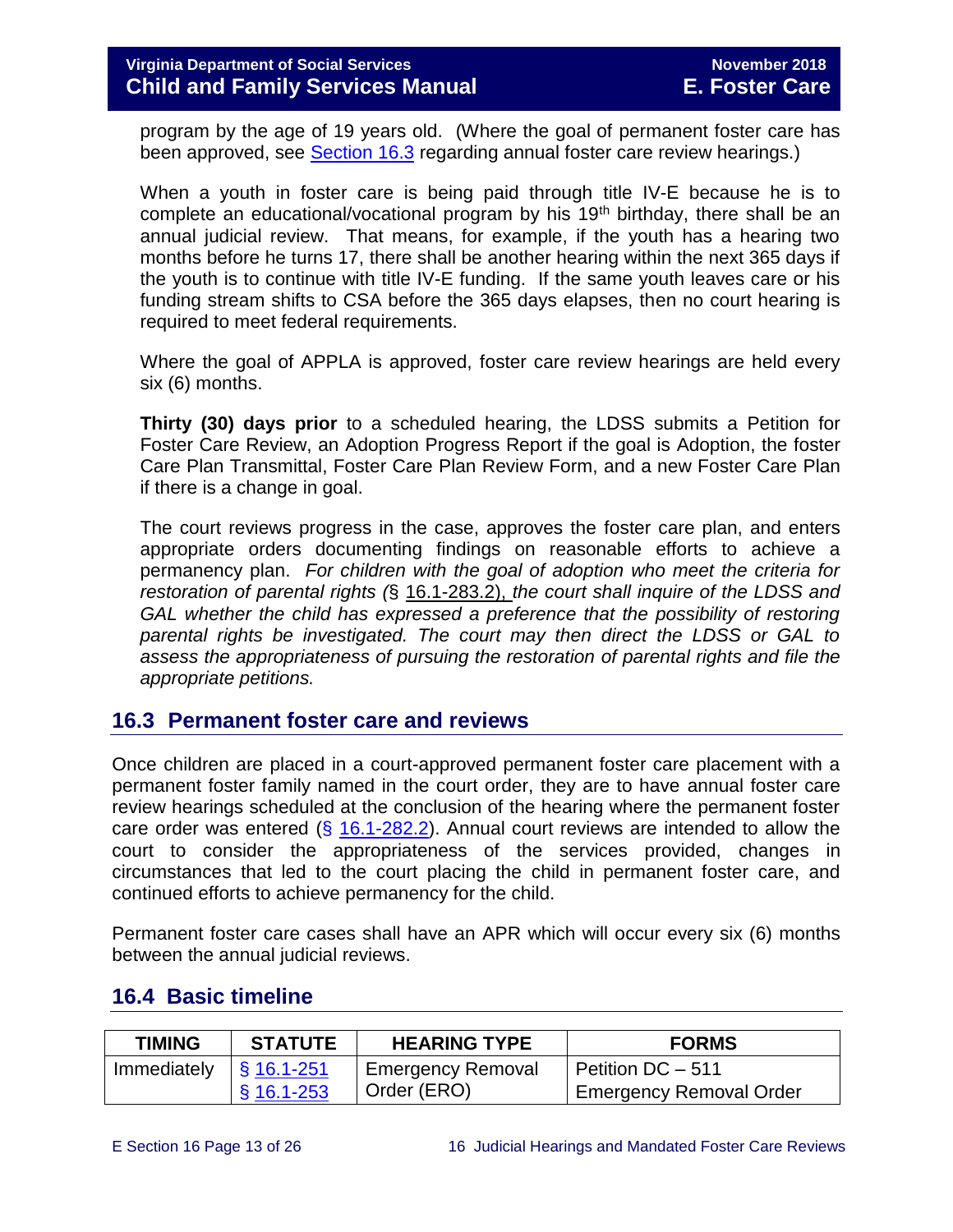program by the age of 19 years old. (Where the goal of permanent foster care has been approved, see Section 16.3 regarding annual foster care review hearings.)

When a youth in foster care is being paid through title IV-E because he is to complete an educational/vocational program by his 19th birthday, there shall be an annual judicial review. That means, for example, if the youth has a hearing two months before he turns 17, there shall be another hearing within the next 365 days if the youth is to continue with title IV-E funding. If the same youth leaves care or his funding stream shifts to CSA before the 365 days elapses, then no court hearing is required to meet federal requirements.

Where the goal of APPLA is approved, foster care review hearings are held every six (6) months.

**Thirty (30) days prior** to a scheduled hearing, the LDSS submits a Petition for Foster Care Review, an Adoption Progress Report if the goal is Adoption, the foster Care Plan Transmittal, Foster Care Plan Review Form, and a new Foster Care Plan if there is a change in goal.

The court reviews progress in the case, approves the foster care plan, and enters appropriate orders documenting findings on reasonable efforts to achieve a permanency plan. *For children with the goal of adoption who meet the criteria for restoration of parental rights (*§ 16.1-283.2), *the court shall inquire of the LDSS and GAL whether the child has expressed a preference that the possibility of restoring parental rights be investigated. The court may then direct the LDSS or GAL to assess the appropriateness of pursuing the restoration of parental rights and file the appropriate petitions.*

## 16.3 Permanent foster care and reviews

Once children are placed in a court-approved permanent foster care placement with a permanent foster family named in the court order, they are to have annual foster care review hearings scheduled at the conclusion of the hearing where the permanent foster care order was entered (§ 16.1-282.2). Annual court reviews are intended to allow the court to consider the appropriateness of the services provided, changes in circumstances that led to the court placing the child in permanent foster care, and continued efforts to achieve permanency for the child.

Permanent foster care cases shall have an APR which will occur every six (6) months between the annual judicial reviews.

## 16.4 Basic timeline

| TIMING | STATUTE | HEARING TYPE | FORMS |
|---|---|---|---|
| Immediately | § 16.1-251<br>§ 16.1-253 | Emergency Removal Order (ERO) | Petition DC – 511<br>Emergency Removal Order |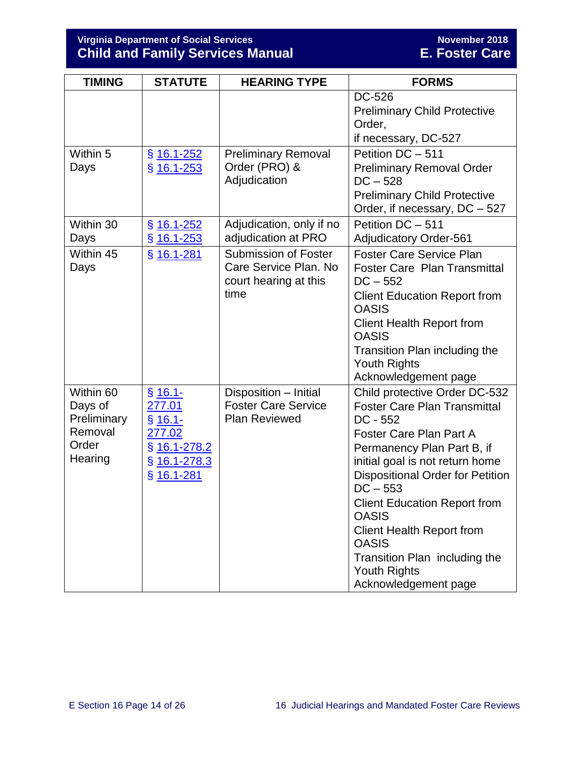| TIMING | STATUTE | HEARING TYPE | FORMS |
|---|---|---|---|
| | | | DC-526<br>Preliminary Child Protective Order,<br>if necessary, DC-527 |
| Within 5 Days | § 16.1-252<br>§ 16.1-253 | Preliminary Removal Order (PRO) & Adjudication | Petition DC – 511<br>Preliminary Removal Order DC – 528<br>Preliminary Child Protective Order, if necessary, DC – 527 |
| Within 30 Days | § 16.1-252<br>§ 16.1-253 | Adjudication, only if no adjudication at PRO | Petition DC – 511<br>Adjudicatory Order-561 |
| Within 45 Days | § 16.1-281 | Submission of Foster Care Service Plan. No court hearing at this time | Foster Care Service Plan<br>Foster Care Plan Transmittal DC – 552<br>Client Education Report from OASIS<br>Client Health Report from OASIS<br>Transition Plan including the Youth Rights Acknowledgement page |
| Within 60 Days of Preliminary Removal Order Hearing | § 16.1-277.01<br>§ 16.1-277.02<br>§ 16.1-278.2<br>§ 16.1-278.3<br>§ 16.1-281 | Disposition – Initial Foster Care Service Plan Reviewed | Child protective Order DC-532<br>Foster Care Plan Transmittal DC - 552<br>Foster Care Plan Part A<br>Permanency Plan Part B, if initial goal is not return home<br>Dispositional Order for Petition DC – 553<br>Client Education Report from OASIS<br>Client Health Report from OASIS<br>Transition Plan including the Youth Rights Acknowledgement page |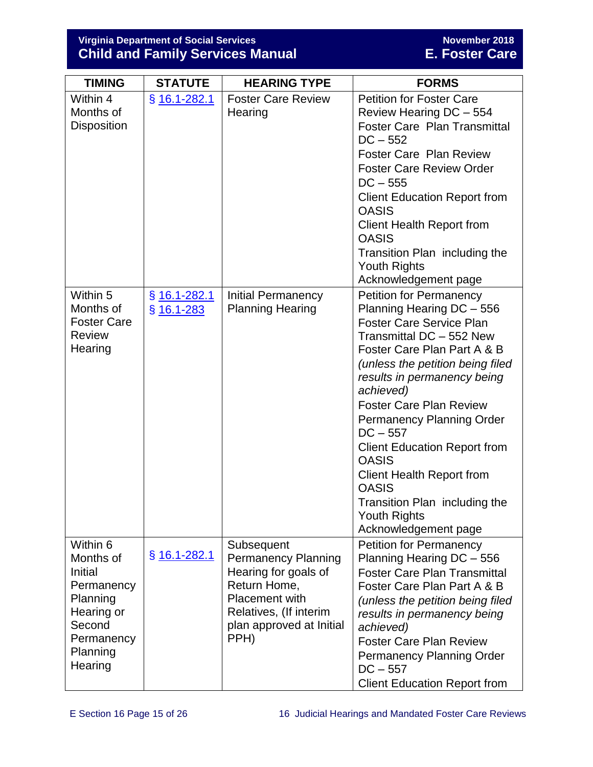| TIMING | STATUTE | HEARING TYPE | FORMS |
|---|---|---|---|
| Within 4 Months of Disposition | § 16.1-282.1 | Foster Care Review Hearing | Petition for Foster Care Review Hearing DC – 554<br>Foster Care Plan Transmittal DC – 552<br>Foster Care Plan Review<br>Foster Care Review Order DC – 555<br>Client Education Report from OASIS<br>Client Health Report from OASIS<br>Transition Plan including the Youth Rights Acknowledgement page |
| Within 5 Months of Foster Care Review Hearing | § 16.1-282.1<br>§ 16.1-283 | Initial Permanency Planning Hearing | Petition for Permanency Planning Hearing DC – 556<br>Foster Care Service Plan Transmittal DC – 552 New Foster Care Plan Part A & B *(unless the petition being filed results in permanency being achieved)*<br>Foster Care Plan Review<br>Permanency Planning Order DC – 557<br>Client Education Report from OASIS<br>Client Health Report from OASIS<br>Transition Plan including the Youth Rights Acknowledgement page |
| Within 6 Months of Initial Permanency Planning Hearing or Second Permanency Planning Hearing | § 16.1-282.1 | Subsequent Permanency Planning Hearing for goals of Return Home, Placement with Relatives, (If interim plan approved at Initial PPH) | Petition for Permanency Planning Hearing DC – 556<br>Foster Care Plan Transmittal Foster Care Plan Part A & B *(unless the petition being filed results in permanency being achieved)*<br>Foster Care Plan Review<br>Permanency Planning Order DC – 557<br>Client Education Report from |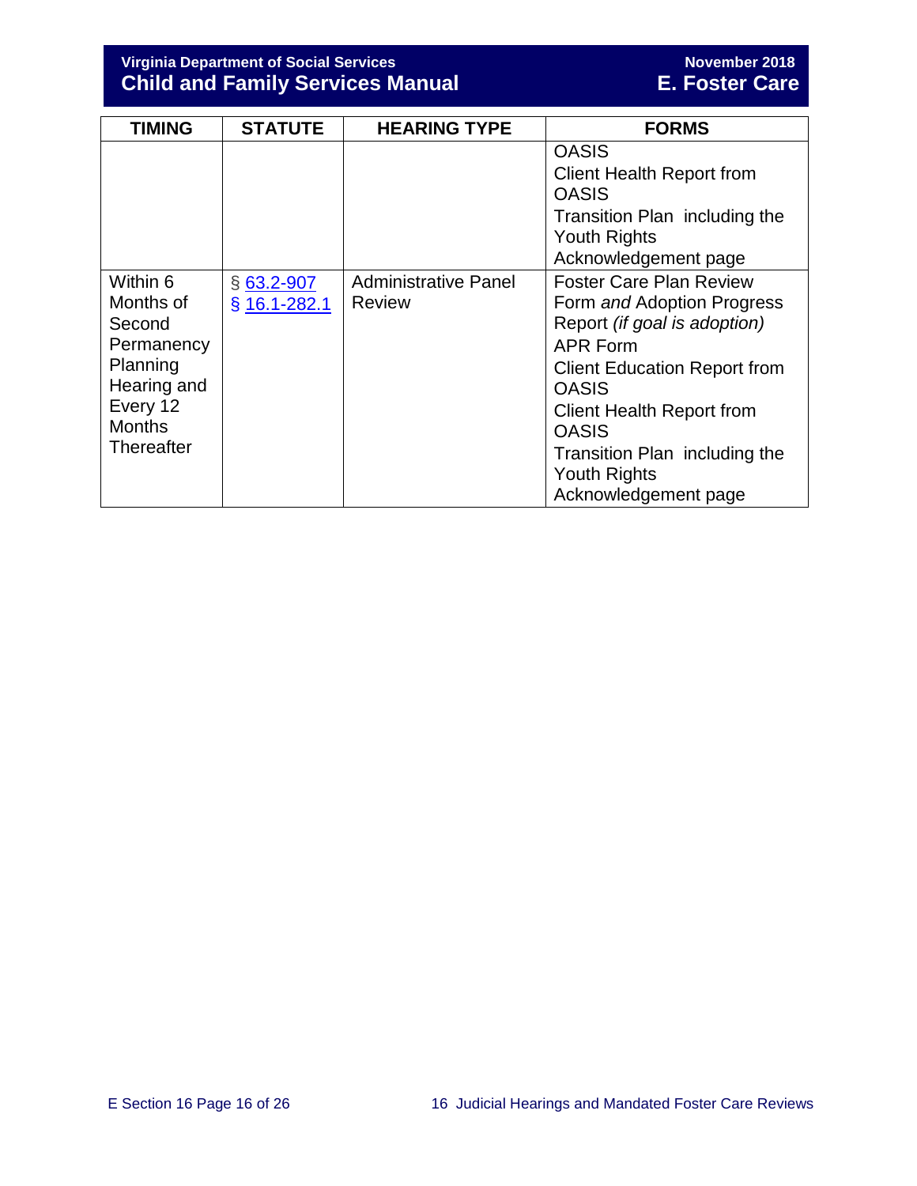| TIMING | STATUTE | HEARING TYPE | FORMS |
|---|---|---|---|
| | | | OASIS<br>Client Health Report from OASIS<br>Transition Plan including the Youth Rights Acknowledgement page |
| Within 6 Months of Second Permanency Planning Hearing and Every 12 Months Thereafter | § 63.2-907<br>§ 16.1-282.1 | Administrative Panel Review | Foster Care Plan Review Form *and* Adoption Progress Report *(if goal is adoption)*<br>APR Form<br>Client Education Report from OASIS<br>Client Health Report from OASIS<br>Transition Plan including the Youth Rights Acknowledgement page |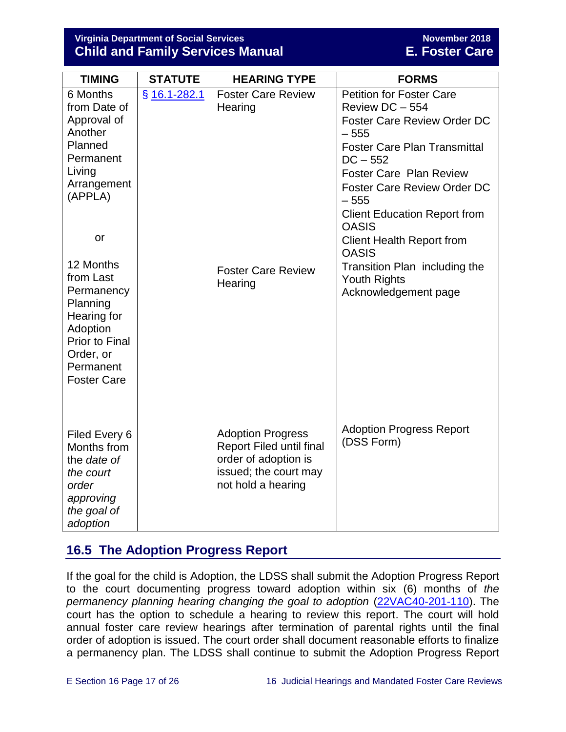| TIMING | STATUTE | HEARING TYPE | FORMS |
|---|---|---|---|
| 6 Months from Date of Approval of Another Planned Permanent Living Arrangement (APPLA)<br><br>or<br><br>12 Months from Last Permanency Planning Hearing for Adoption Prior to Final Order, or Permanent Foster Care | § 16.1-282.1 | Foster Care Review Hearing<br><br>Foster Care Review Hearing | Petition for Foster Care Review DC – 554<br>Foster Care Review Order DC – 555<br>Foster Care Plan Transmittal DC – 552<br>Foster Care Plan Review<br>Foster Care Review Order DC – 555<br>Client Education Report from OASIS<br>Client Health Report from OASIS<br>Transition Plan including the Youth Rights Acknowledgement page |
| Filed Every 6 Months from the *date of the court order approving the goal of adoption* | | Adoption Progress Report Filed until final order of adoption is issued; the court may not hold a hearing | Adoption Progress Report (DSS Form) |

## 16.5 The Adoption Progress Report

If the goal for the child is Adoption, the LDSS shall submit the Adoption Progress Report to the court documenting progress toward adoption within six (6) months of *the permanency planning hearing changing the goal to adoption* (22VAC40-201-110). The court has the option to schedule a hearing to review this report. The court will hold annual foster care review hearings after termination of parental rights until the final order of adoption is issued. The court order shall document reasonable efforts to finalize a permanency plan. The LDSS shall continue to submit the Adoption Progress Report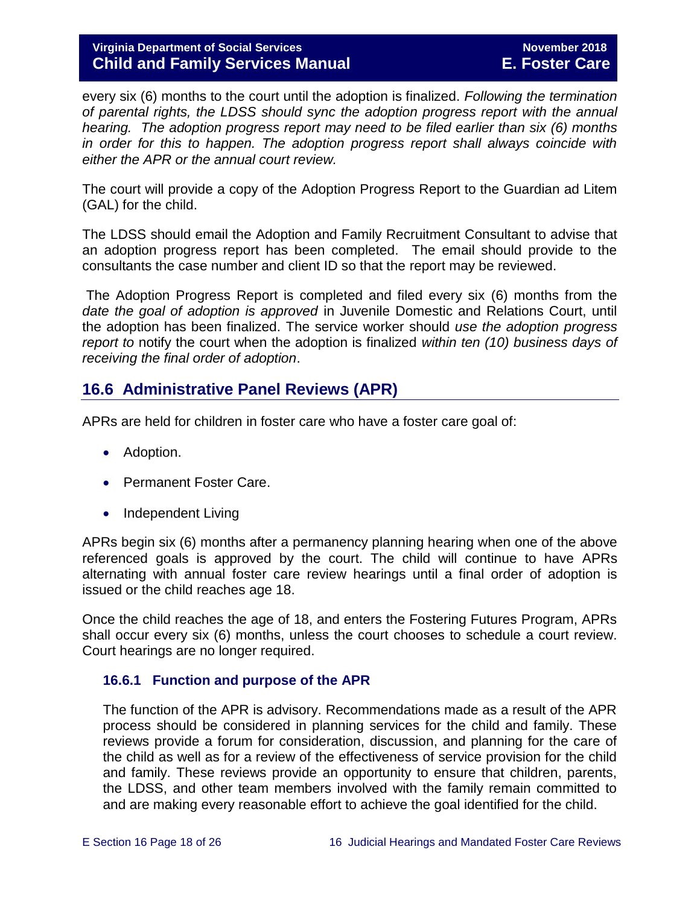every six (6) months to the court until the adoption is finalized. *Following the termination of parental rights, the LDSS should sync the adoption progress report with the annual hearing. The adoption progress report may need to be filed earlier than six (6) months in order for this to happen. The adoption progress report shall always coincide with either the APR or the annual court review.*

The court will provide a copy of the Adoption Progress Report to the Guardian ad Litem (GAL) for the child.

The LDSS should email the Adoption and Family Recruitment Consultant to advise that an adoption progress report has been completed. The email should provide to the consultants the case number and client ID so that the report may be reviewed.

The Adoption Progress Report is completed and filed every six (6) months from the *date the goal of adoption is approved* in Juvenile Domestic and Relations Court, until the adoption has been finalized. The service worker should *use the adoption progress report to* notify the court when the adoption is finalized *within ten (10) business days of receiving the final order of adoption*.

## 16.6 Administrative Panel Reviews (APR)

APRs are held for children in foster care who have a foster care goal of:

- Adoption.
- Permanent Foster Care.
- Independent Living

APRs begin six (6) months after a permanency planning hearing when one of the above referenced goals is approved by the court. The child will continue to have APRs alternating with annual foster care review hearings until a final order of adoption is issued or the child reaches age 18.

Once the child reaches the age of 18, and enters the Fostering Futures Program, APRs shall occur every six (6) months, unless the court chooses to schedule a court review. Court hearings are no longer required.

### 16.6.1 Function and purpose of the APR

The function of the APR is advisory. Recommendations made as a result of the APR process should be considered in planning services for the child and family. These reviews provide a forum for consideration, discussion, and planning for the care of the child as well as for a review of the effectiveness of service provision for the child and family. These reviews provide an opportunity to ensure that children, parents, the LDSS, and other team members involved with the family remain committed to and are making every reasonable effort to achieve the goal identified for the child.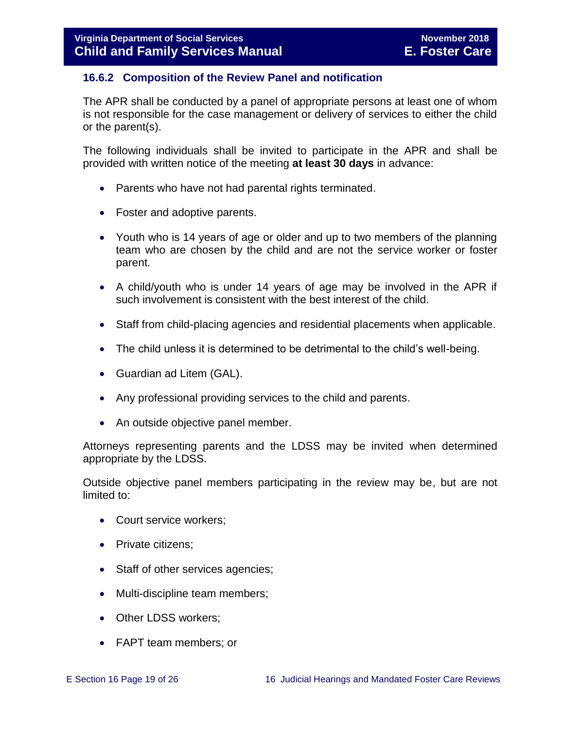### 16.6.2 Composition of the Review Panel and notification

The APR shall be conducted by a panel of appropriate persons at least one of whom is not responsible for the case management or delivery of services to either the child or the parent(s).

The following individuals shall be invited to participate in the APR and shall be provided with written notice of the meeting **at least 30 days** in advance:

- Parents who have not had parental rights terminated.
- Foster and adoptive parents.
- Youth who is 14 years of age or older and up to two members of the planning team who are chosen by the child and are not the service worker or foster parent.
- A child/youth who is under 14 years of age may be involved in the APR if such involvement is consistent with the best interest of the child.
- Staff from child-placing agencies and residential placements when applicable.
- The child unless it is determined to be detrimental to the child's well-being.
- Guardian ad Litem (GAL).
- Any professional providing services to the child and parents.
- An outside objective panel member.

Attorneys representing parents and the LDSS may be invited when determined appropriate by the LDSS.

Outside objective panel members participating in the review may be, but are not limited to:

- Court service workers;
- Private citizens;
- Staff of other services agencies;
- Multi-discipline team members;
- Other LDSS workers;
- FAPT team members; or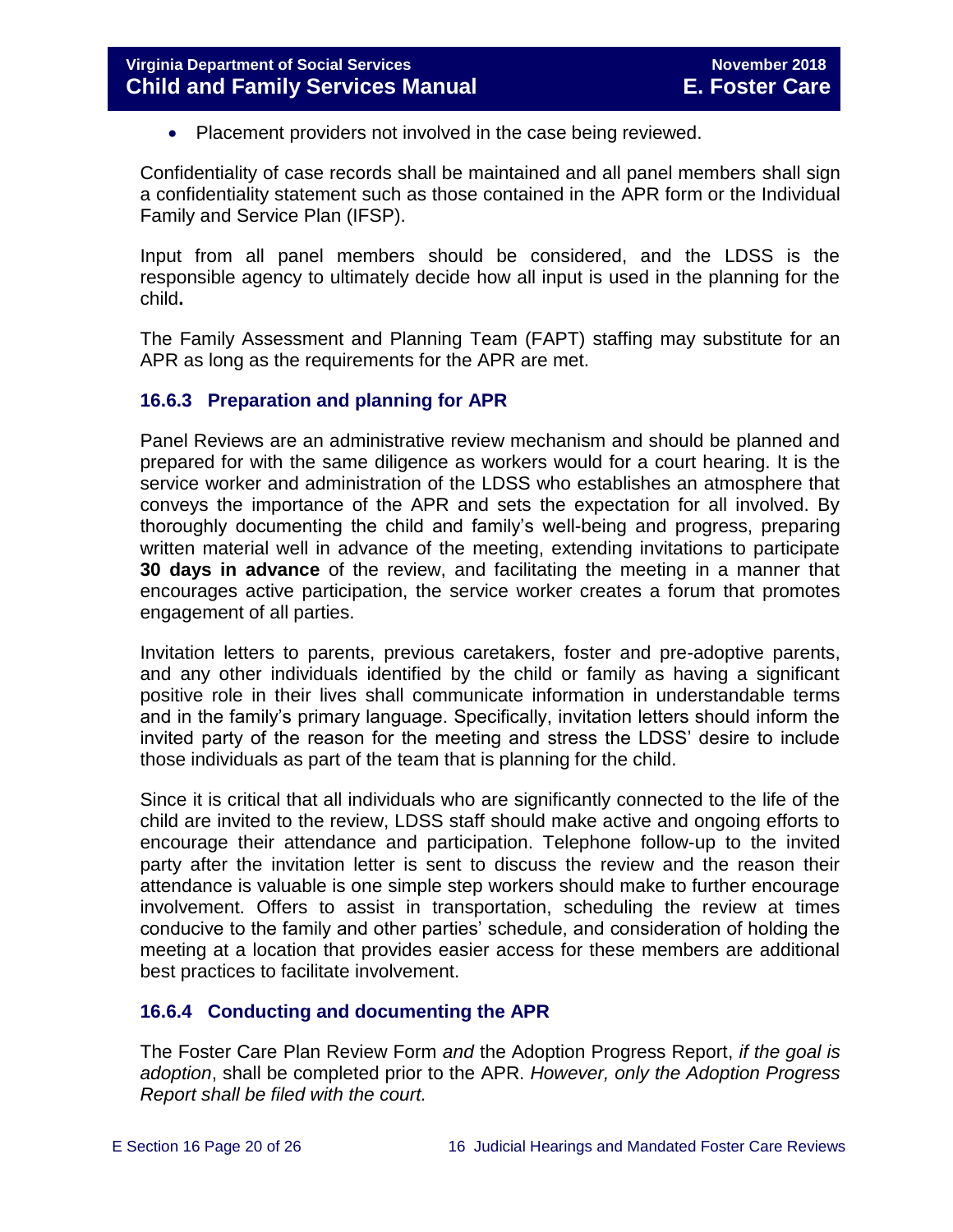- Placement providers not involved in the case being reviewed.

Confidentiality of case records shall be maintained and all panel members shall sign a confidentiality statement such as those contained in the APR form or the Individual Family and Service Plan (IFSP).

Input from all panel members should be considered, and the LDSS is the responsible agency to ultimately decide how all input is used in the planning for the child**.**

The Family Assessment and Planning Team (FAPT) staffing may substitute for an APR as long as the requirements for the APR are met.

### 16.6.3 Preparation and planning for APR

Panel Reviews are an administrative review mechanism and should be planned and prepared for with the same diligence as workers would for a court hearing. It is the service worker and administration of the LDSS who establishes an atmosphere that conveys the importance of the APR and sets the expectation for all involved. By thoroughly documenting the child and family's well-being and progress, preparing written material well in advance of the meeting, extending invitations to participate **30 days in advance** of the review, and facilitating the meeting in a manner that encourages active participation, the service worker creates a forum that promotes engagement of all parties.

Invitation letters to parents, previous caretakers, foster and pre-adoptive parents, and any other individuals identified by the child or family as having a significant positive role in their lives shall communicate information in understandable terms and in the family's primary language. Specifically, invitation letters should inform the invited party of the reason for the meeting and stress the LDSS' desire to include those individuals as part of the team that is planning for the child.

Since it is critical that all individuals who are significantly connected to the life of the child are invited to the review, LDSS staff should make active and ongoing efforts to encourage their attendance and participation. Telephone follow-up to the invited party after the invitation letter is sent to discuss the review and the reason their attendance is valuable is one simple step workers should make to further encourage involvement. Offers to assist in transportation, scheduling the review at times conducive to the family and other parties' schedule, and consideration of holding the meeting at a location that provides easier access for these members are additional best practices to facilitate involvement.

### 16.6.4 Conducting and documenting the APR

The Foster Care Plan Review Form *and* the Adoption Progress Report, *if the goal is adoption*, shall be completed prior to the APR. *However, only the Adoption Progress Report shall be filed with the court.*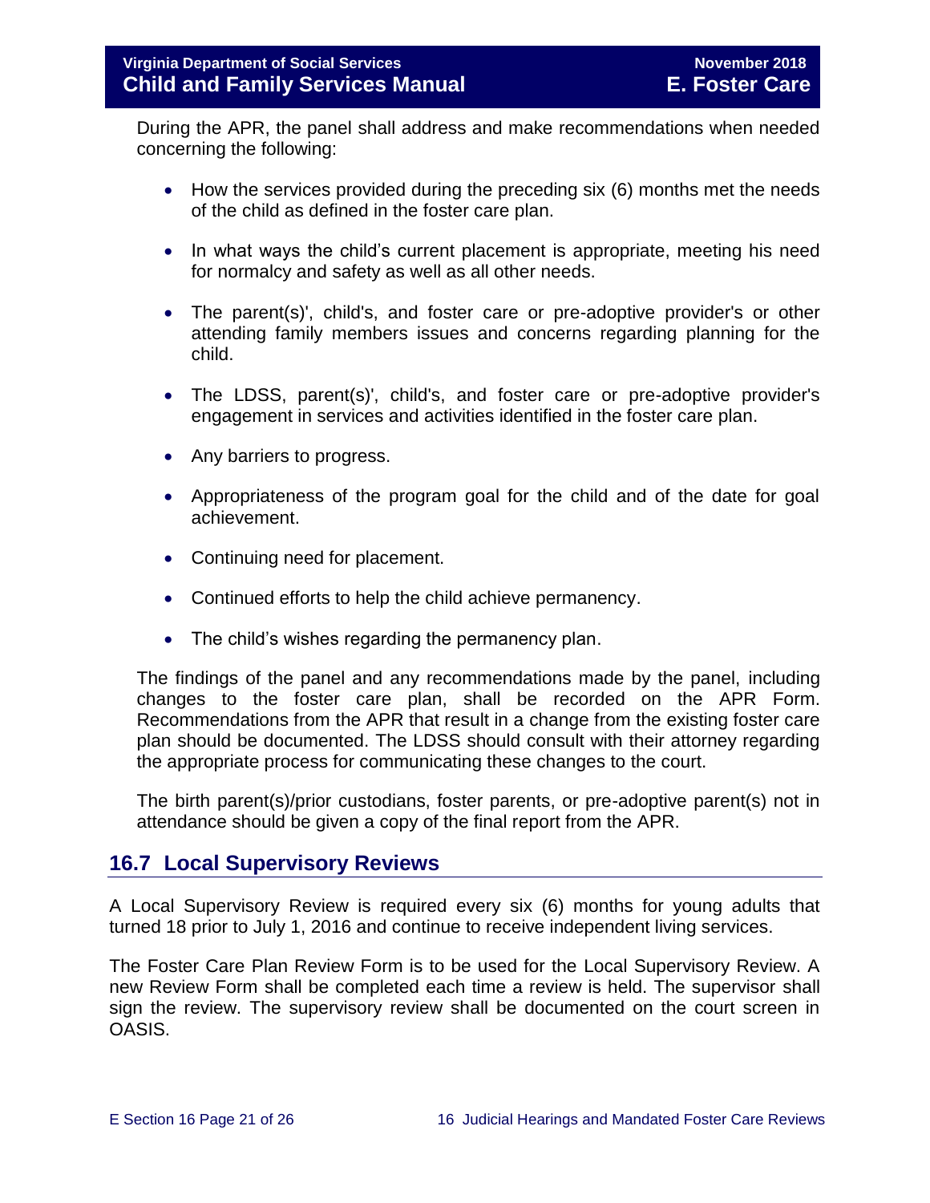During the APR, the panel shall address and make recommendations when needed concerning the following:

- How the services provided during the preceding six (6) months met the needs of the child as defined in the foster care plan.
- In what ways the child's current placement is appropriate, meeting his need for normalcy and safety as well as all other needs.
- The parent(s)', child's, and foster care or pre-adoptive provider's or other attending family members issues and concerns regarding planning for the child.
- The LDSS, parent(s)', child's, and foster care or pre-adoptive provider's engagement in services and activities identified in the foster care plan.
- Any barriers to progress.
- Appropriateness of the program goal for the child and of the date for goal achievement.
- Continuing need for placement.
- Continued efforts to help the child achieve permanency.
- The child's wishes regarding the permanency plan.

The findings of the panel and any recommendations made by the panel, including changes to the foster care plan, shall be recorded on the APR Form. Recommendations from the APR that result in a change from the existing foster care plan should be documented. The LDSS should consult with their attorney regarding the appropriate process for communicating these changes to the court.

The birth parent(s)/prior custodians, foster parents, or pre-adoptive parent(s) not in attendance should be given a copy of the final report from the APR.

## 16.7 Local Supervisory Reviews

A Local Supervisory Review is required every six (6) months for young adults that turned 18 prior to July 1, 2016 and continue to receive independent living services.

The Foster Care Plan Review Form is to be used for the Local Supervisory Review. A new Review Form shall be completed each time a review is held. The supervisor shall sign the review. The supervisory review shall be documented on the court screen in OASIS.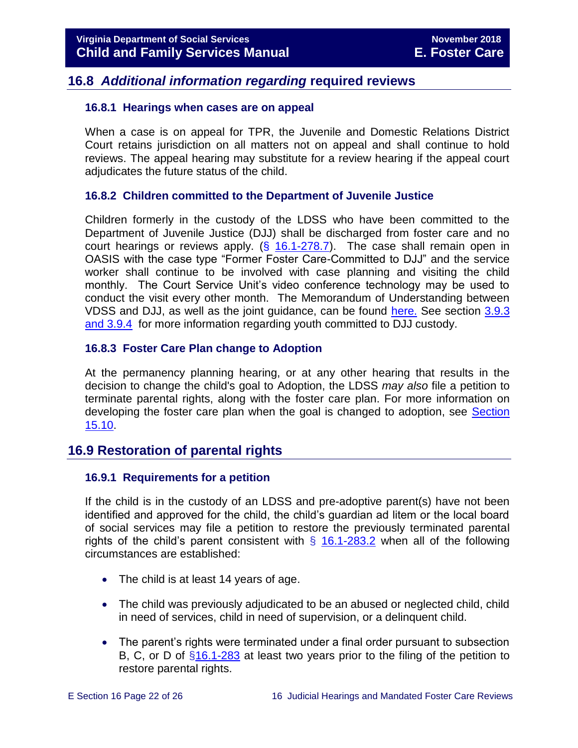## 16.8 *Additional information regarding* required reviews

### 16.8.1 Hearings when cases are on appeal

When a case is on appeal for TPR, the Juvenile and Domestic Relations District Court retains jurisdiction on all matters not on appeal and shall continue to hold reviews. The appeal hearing may substitute for a review hearing if the appeal court adjudicates the future status of the child.

### 16.8.2 Children committed to the Department of Juvenile Justice

Children formerly in the custody of the LDSS who have been committed to the Department of Juvenile Justice (DJJ) shall be discharged from foster care and no court hearings or reviews apply. (§ 16.1-278.7). The case shall remain open in OASIS with the case type "Former Foster Care-Committed to DJJ" and the service worker shall continue to be involved with case planning and visiting the child monthly. The Court Service Unit's video conference technology may be used to conduct the visit every other month. The Memorandum of Understanding between VDSS and DJJ, as well as the joint guidance, can be found here. See section 3.9.3 and 3.9.4 for more information regarding youth committed to DJJ custody.

### 16.8.3 Foster Care Plan change to Adoption

At the permanency planning hearing, or at any other hearing that results in the decision to change the child's goal to Adoption, the LDSS *may also* file a petition to terminate parental rights, along with the foster care plan. For more information on developing the foster care plan when the goal is changed to adoption, see Section 15.10.

## 16.9 Restoration of parental rights

### 16.9.1 Requirements for a petition

If the child is in the custody of an LDSS and pre-adoptive parent(s) have not been identified and approved for the child, the child's guardian ad litem or the local board of social services may file a petition to restore the previously terminated parental rights of the child's parent consistent with § 16.1-283.2 when all of the following circumstances are established:

- The child is at least 14 years of age.
- The child was previously adjudicated to be an abused or neglected child, child in need of services, child in need of supervision, or a delinquent child.
- The parent's rights were terminated under a final order pursuant to subsection B, C, or D of §16.1-283 at least two years prior to the filing of the petition to restore parental rights.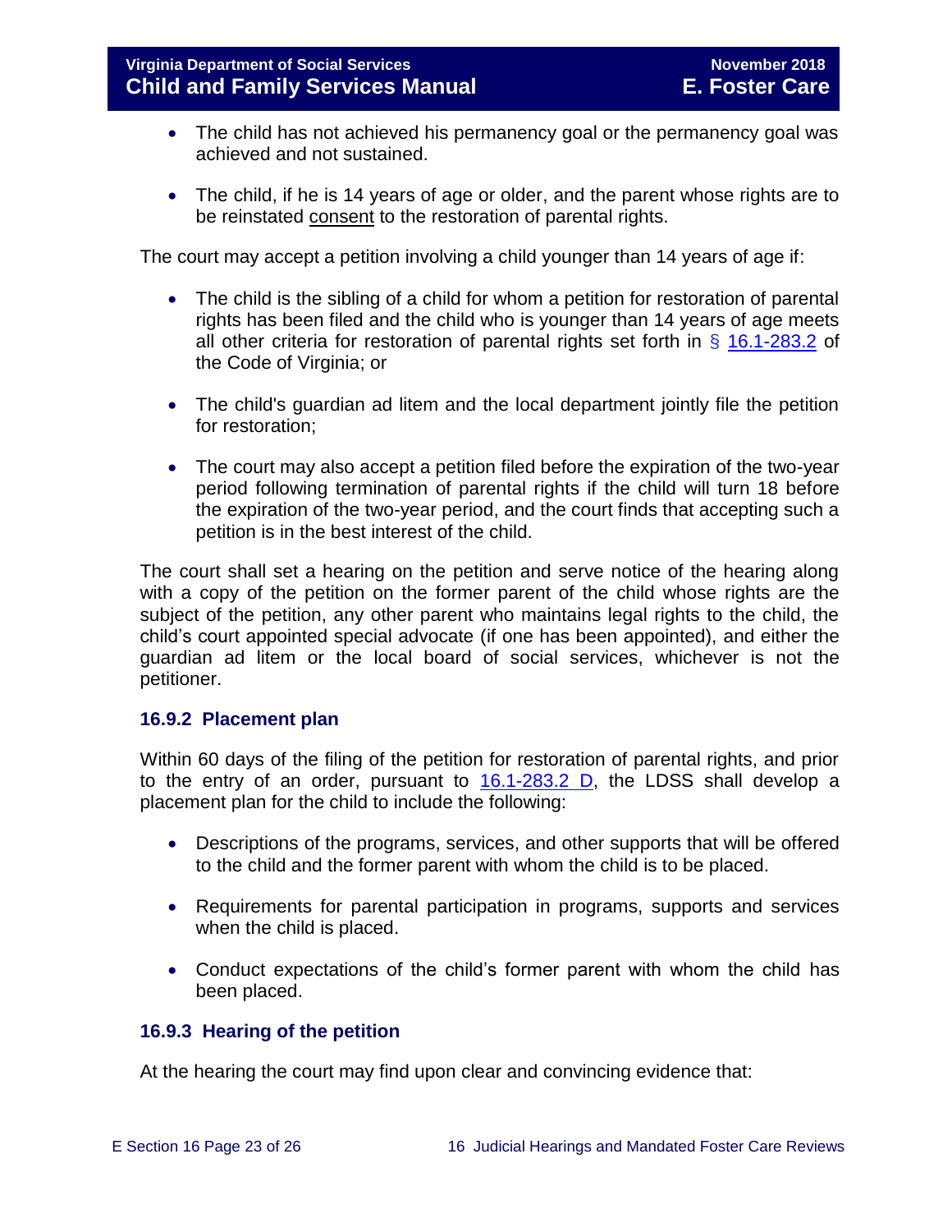- The child has not achieved his permanency goal or the permanency goal was achieved and not sustained.

- The child, if he is 14 years of age or older, and the parent whose rights are to be reinstated consent to the restoration of parental rights.

The court may accept a petition involving a child younger than 14 years of age if:

- The child is the sibling of a child for whom a petition for restoration of parental rights has been filed and the child who is younger than 14 years of age meets all other criteria for restoration of parental rights set forth in § 16.1-283.2 of the Code of Virginia; or

- The child's guardian ad litem and the local department jointly file the petition for restoration;

- The court may also accept a petition filed before the expiration of the two-year period following termination of parental rights if the child will turn 18 before the expiration of the two-year period, and the court finds that accepting such a petition is in the best interest of the child.

The court shall set a hearing on the petition and serve notice of the hearing along with a copy of the petition on the former parent of the child whose rights are the subject of the petition, any other parent who maintains legal rights to the child, the child's court appointed special advocate (if one has been appointed), and either the guardian ad litem or the local board of social services, whichever is not the petitioner.

### 16.9.2 Placement plan

Within 60 days of the filing of the petition for restoration of parental rights, and prior to the entry of an order, pursuant to 16.1-283.2 D, the LDSS shall develop a placement plan for the child to include the following:

- Descriptions of the programs, services, and other supports that will be offered to the child and the former parent with whom the child is to be placed.

- Requirements for parental participation in programs, supports and services when the child is placed.

- Conduct expectations of the child's former parent with whom the child has been placed.

### 16.9.3 Hearing of the petition

At the hearing the court may find upon clear and convincing evidence that: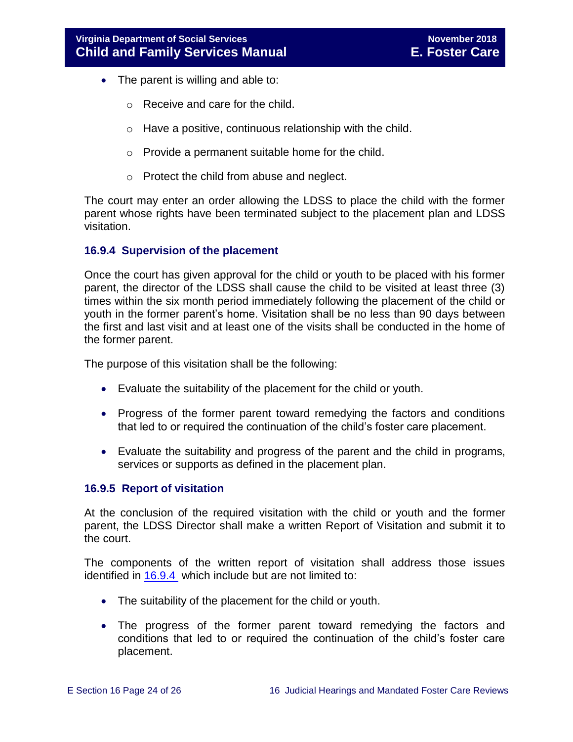- The parent is willing and able to:
  - Receive and care for the child.
  - Have a positive, continuous relationship with the child.
  - Provide a permanent suitable home for the child.
  - Protect the child from abuse and neglect.

The court may enter an order allowing the LDSS to place the child with the former parent whose rights have been terminated subject to the placement plan and LDSS visitation.

### 16.9.4 Supervision of the placement

Once the court has given approval for the child or youth to be placed with his former parent, the director of the LDSS shall cause the child to be visited at least three (3) times within the six month period immediately following the placement of the child or youth in the former parent's home. Visitation shall be no less than 90 days between the first and last visit and at least one of the visits shall be conducted in the home of the former parent.

The purpose of this visitation shall be the following:

- Evaluate the suitability of the placement for the child or youth.
- Progress of the former parent toward remedying the factors and conditions that led to or required the continuation of the child's foster care placement.
- Evaluate the suitability and progress of the parent and the child in programs, services or supports as defined in the placement plan.

### 16.9.5 Report of visitation

At the conclusion of the required visitation with the child or youth and the former parent, the LDSS Director shall make a written Report of Visitation and submit it to the court.

The components of the written report of visitation shall address those issues identified in 16.9.4 which include but are not limited to:

- The suitability of the placement for the child or youth.
- The progress of the former parent toward remedying the factors and conditions that led to or required the continuation of the child's foster care placement.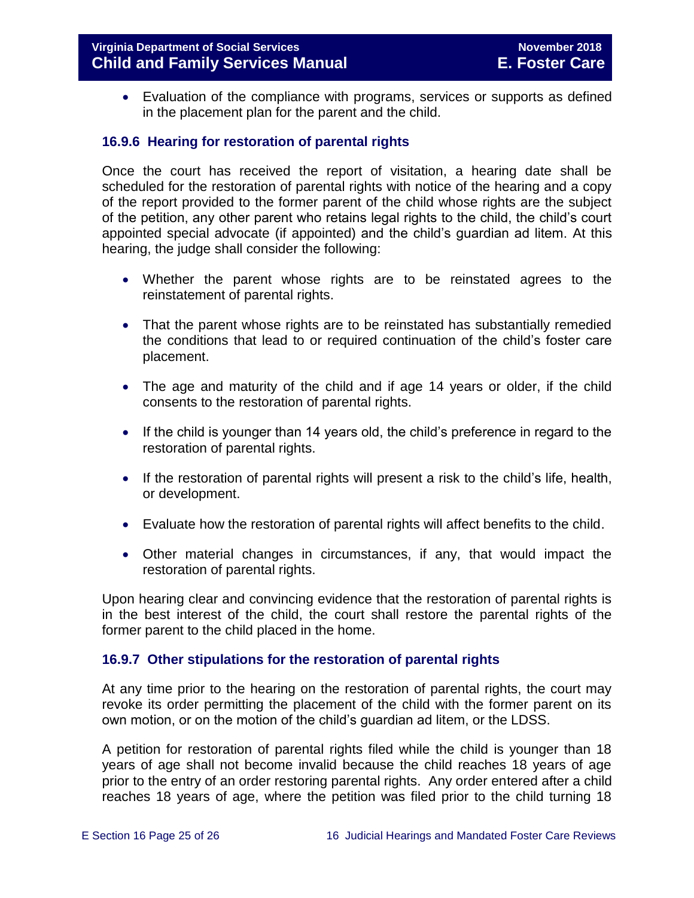- Evaluation of the compliance with programs, services or supports as defined in the placement plan for the parent and the child.

### 16.9.6 Hearing for restoration of parental rights

Once the court has received the report of visitation, a hearing date shall be scheduled for the restoration of parental rights with notice of the hearing and a copy of the report provided to the former parent of the child whose rights are the subject of the petition, any other parent who retains legal rights to the child, the child's court appointed special advocate (if appointed) and the child's guardian ad litem. At this hearing, the judge shall consider the following:

- Whether the parent whose rights are to be reinstated agrees to the reinstatement of parental rights.
- That the parent whose rights are to be reinstated has substantially remedied the conditions that lead to or required continuation of the child's foster care placement.
- The age and maturity of the child and if age 14 years or older, if the child consents to the restoration of parental rights.
- If the child is younger than 14 years old, the child's preference in regard to the restoration of parental rights.
- If the restoration of parental rights will present a risk to the child's life, health, or development.
- Evaluate how the restoration of parental rights will affect benefits to the child.
- Other material changes in circumstances, if any, that would impact the restoration of parental rights.

Upon hearing clear and convincing evidence that the restoration of parental rights is in the best interest of the child, the court shall restore the parental rights of the former parent to the child placed in the home.

### 16.9.7 Other stipulations for the restoration of parental rights

At any time prior to the hearing on the restoration of parental rights, the court may revoke its order permitting the placement of the child with the former parent on its own motion, or on the motion of the child's guardian ad litem, or the LDSS.

A petition for restoration of parental rights filed while the child is younger than 18 years of age shall not become invalid because the child reaches 18 years of age prior to the entry of an order restoring parental rights. Any order entered after a child reaches 18 years of age, where the petition was filed prior to the child turning 18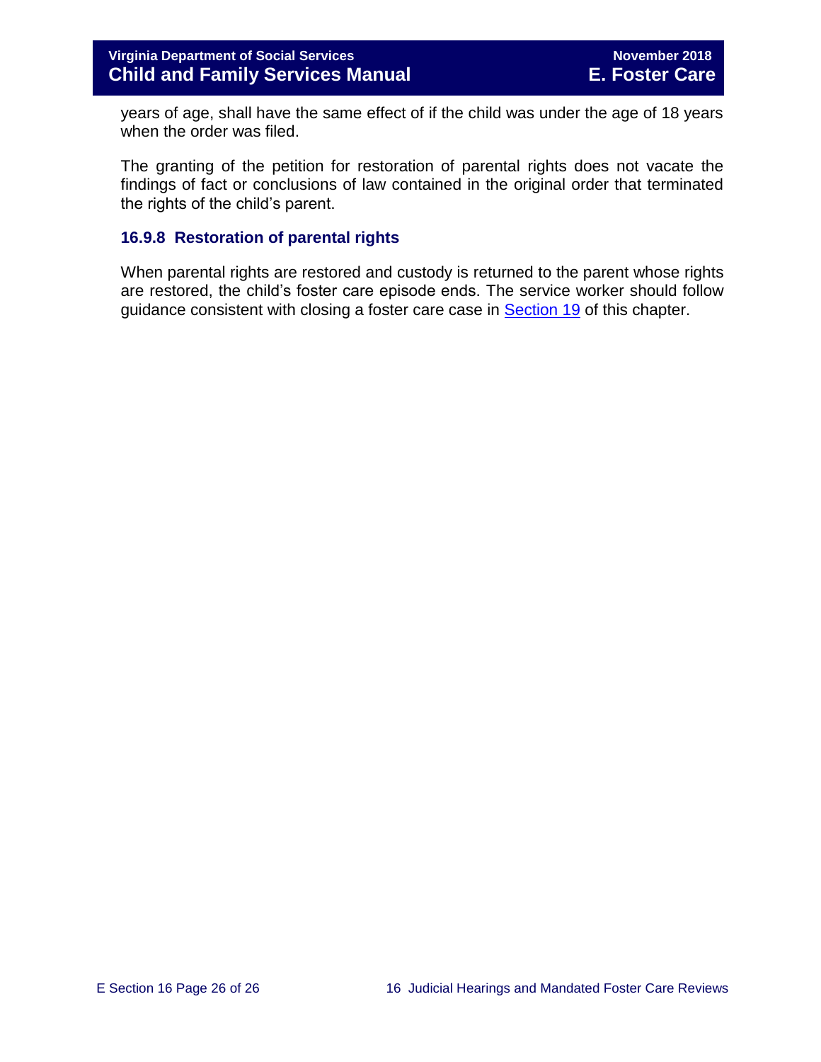years of age, shall have the same effect of if the child was under the age of 18 years when the order was filed.

The granting of the petition for restoration of parental rights does not vacate the findings of fact or conclusions of law contained in the original order that terminated the rights of the child's parent.

### 16.9.8 Restoration of parental rights

When parental rights are restored and custody is returned to the parent whose rights are restored, the child's foster care episode ends. The service worker should follow guidance consistent with closing a foster care case in Section 19 of this chapter.